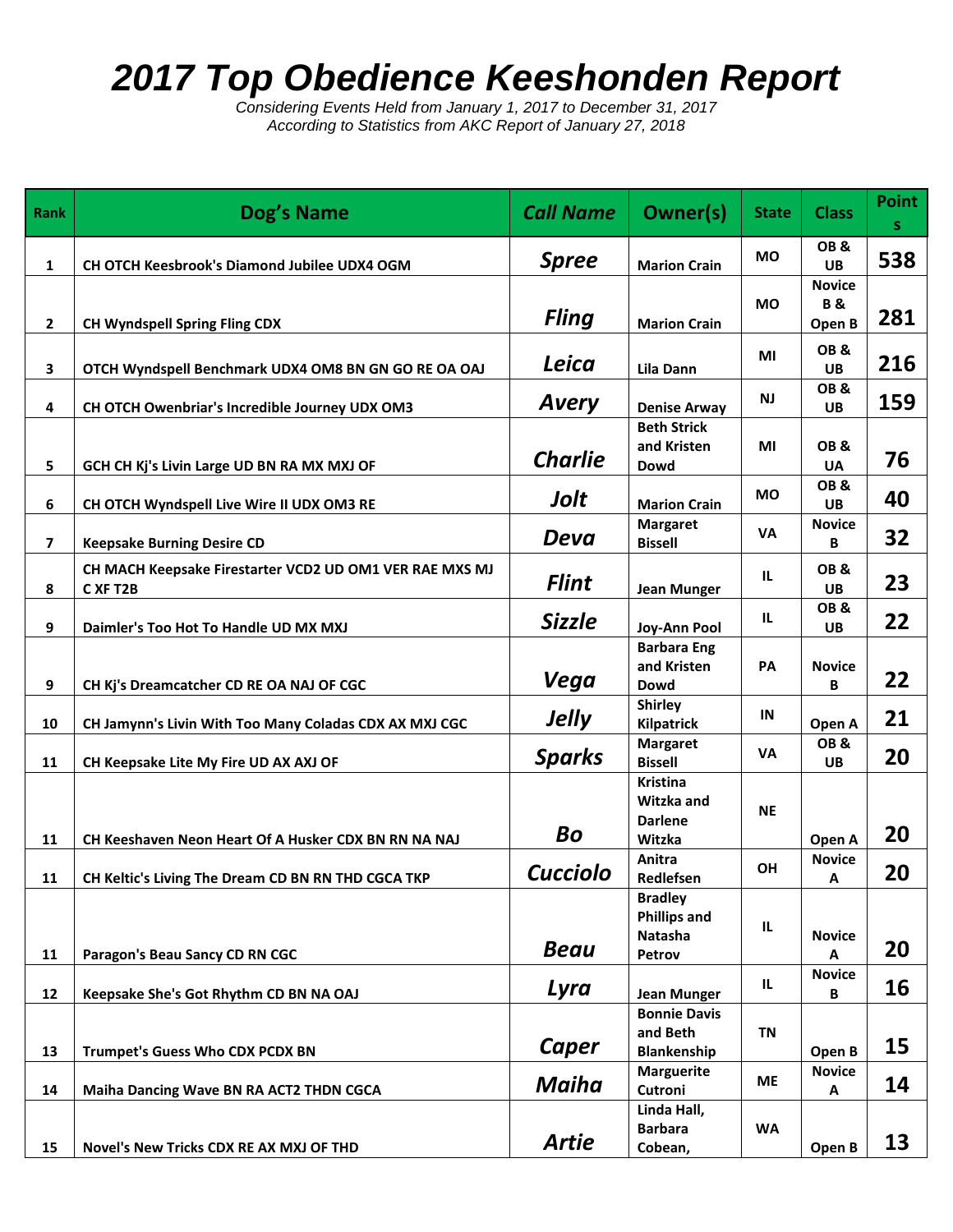# 2017 Top Obedience Keeshonden Report

*Considering Events Held from January 1, 2017 to December 31, 2017*
*According to Statistics from AKC Report of January 27, 2018*

| Rank | Dog's Name | Call Name | Owner(s) | State | Class | Points |
|---|---|---|---|---|---|---|
| 1 | CH OTCH Keesbrook's Diamond Jubilee UDX4 OGM | Spree | Marion Crain | MO | OB & UB | 538 |
| 2 | CH Wyndspell Spring Fling CDX | Fling | Marion Crain | MO | Novice B & Open B | 281 |
| 3 | OTCH Wyndspell Benchmark UDX4 OM8 BN GN GO RE OA OAJ | Leica | Lila Dann | MI | OB & UB | 216 |
| 4 | CH OTCH Owenbriar's Incredible Journey UDX OM3 | Avery | Denise Arway | NJ | OB & UB | 159 |
| 5 | GCH CH Kj's Livin Large UD BN RA MX MXJ OF | Charlie | Beth Strick and Kristen Dowd | MI | OB & UA | 76 |
| 6 | CH OTCH Wyndspell Live Wire II UDX OM3 RE | Jolt | Marion Crain | MO | OB & UB | 40 |
| 7 | Keepsake Burning Desire CD | Deva | Margaret Bissell | VA | Novice B | 32 |
| 8 | CH MACH Keepsake Firestarter VCD2 UD OM1 VER RAE MXS MJ C XF T2B | Flint | Jean Munger | IL | OB & UB | 23 |
| 9 | Daimler's Too Hot To Handle UD MX MXJ | Sizzle | Joy-Ann Pool | IL | OB & UB | 22 |
| 9 | CH Kj's Dreamcatcher CD RE OA NAJ OF CGC | Vega | Barbara Eng and Kristen Dowd | PA | Novice B | 22 |
| 10 | CH Jamynn's Livin With Too Many Coladas CDX AX MXJ CGC | Jelly | Shirley Kilpatrick | IN | Open A | 21 |
| 11 | CH Keepsake Lite My Fire UD AX AXJ OF | Sparks | Margaret Bissell | VA | OB & UB | 20 |
| 11 | CH Keeshaven Neon Heart Of A Husker CDX BN RN NA NAJ | Bo | Kristina Witzka and Darlene Witzka | NE | Open A | 20 |
| 11 | CH Keltic's Living The Dream CD BN RN THD CGCA TKP | Cucciolo | Anitra Redlefsen | OH | Novice A | 20 |
| 11 | Paragon's Beau Sancy CD RN CGC | Beau | Bradley Phillips and Natasha Petrov | IL | Novice A | 20 |
| 12 | Keepsake She's Got Rhythm CD BN NA OAJ | Lyra | Jean Munger | IL | Novice B | 16 |
| 13 | Trumpet's Guess Who CDX PCDX BN | Caper | Bonnie Davis and Beth Blankenship | TN | Open B | 15 |
| 14 | Maiha Dancing Wave BN RA ACT2 THDN CGCA | Maiha | Marguerite Cutroni | ME | Novice A | 14 |
| 15 | Novel's New Tricks CDX RE AX MXJ OF THD | Artie | Linda Hall, Barbara Cobean, | WA | Open B | 13 |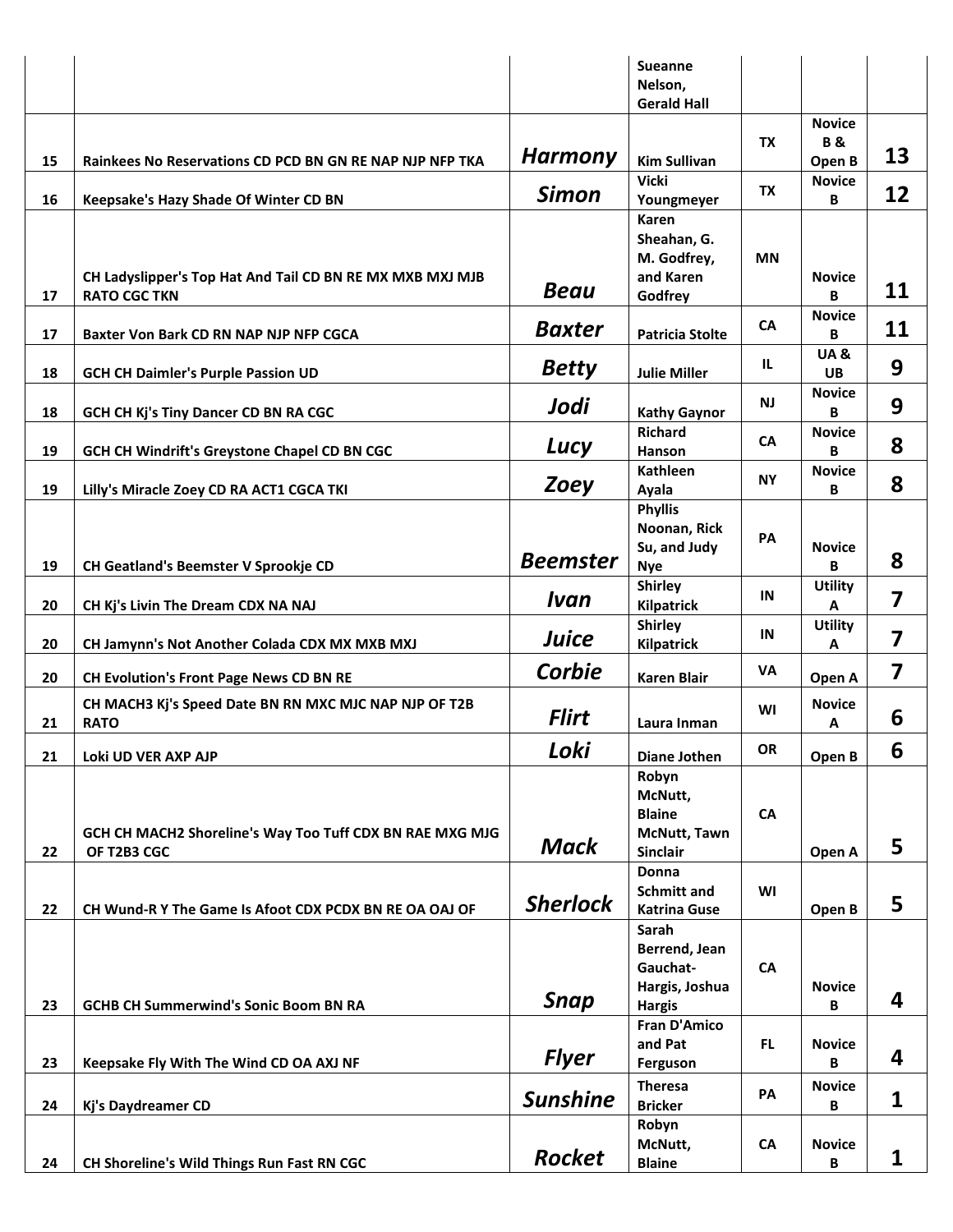| | | | Sueanne Nelson, Gerald Hall | | | |
|---|---|---|---|---|---|---|
| 15 | Rainkees No Reservations CD PCD BN GN RE NAP NJP NFP TKA | *Harmony* | Kim Sullivan | TX | Novice B & Open B | 13 |
| 16 | Keepsake's Hazy Shade Of Winter CD BN | *Simon* | Vicki Youngmeyer | TX | Novice B | 12 |
| 17 | CH Ladyslipper's Top Hat And Tail CD BN RE MX MXB MXJ MJB RATO CGC TKN | *Beau* | Karen Sheahan, G. M. Godfrey, and Karen Godfrey | MN | Novice B | 11 |
| 17 | Baxter Von Bark CD RN NAP NJP NFP CGCA | *Baxter* | Patricia Stolte | CA | Novice B | 11 |
| 18 | GCH CH Daimler's Purple Passion UD | *Betty* | Julie Miller | IL | UA & UB | 9 |
| 18 | GCH CH Kj's Tiny Dancer CD BN RA CGC | *Jodi* | Kathy Gaynor | NJ | Novice B | 9 |
| 19 | GCH CH Windrift's Greystone Chapel CD BN CGC | *Lucy* | Richard Hanson | CA | Novice B | 8 |
| 19 | Lilly's Miracle Zoey CD RA ACT1 CGCA TKI | *Zoey* | Kathleen Ayala | NY | Novice B | 8 |
| 19 | CH Geatland's Beemster V Sprookje CD | *Beemster* | Phyllis Noonan, Rick Su, and Judy Nye | PA | Novice B | 8 |
| 20 | CH Kj's Livin The Dream CDX NA NAJ | *Ivan* | Shirley Kilpatrick | IN | Utility A | 7 |
| 20 | CH Jamynn's Not Another Colada CDX MX MXB MXJ | *Juice* | Shirley Kilpatrick | IN | Utility A | 7 |
| 20 | CH Evolution's Front Page News CD BN RE | *Corbie* | Karen Blair | VA | Open A | 7 |
| 21 | CH MACH3 Kj's Speed Date BN RN MXC MJC NAP NJP OF T2B RATO | *Flirt* | Laura Inman | WI | Novice A | 6 |
| 21 | Loki UD VER AXP AJP | *Loki* | Diane Jothen | OR | Open B | 6 |
| 22 | GCH CH MACH2 Shoreline's Way Too Tuff CDX BN RAE MXG MJG OF T2B3 CGC | *Mack* | Robyn McNutt, Blaine McNutt, Tawn Sinclair | CA | Open A | 5 |
| 22 | CH Wund-R Y The Game Is Afoot CDX PCDX BN RE OA OAJ OF | *Sherlock* | Donna Schmitt and Katrina Guse | WI | Open B | 5 |
| 23 | GCHB CH Summerwind's Sonic Boom BN RA | *Snap* | Sarah Berrend, Jean Gauchat-Hargis, Joshua Hargis | CA | Novice B | 4 |
| 23 | Keepsake Fly With The Wind CD OA AXJ NF | *Flyer* | Fran D'Amico and Pat Ferguson | FL | Novice B | 4 |
| 24 | Kj's Daydreamer CD | *Sunshine* | Theresa Bricker | PA | Novice B | 1 |
| 24 | CH Shoreline's Wild Things Run Fast RN CGC | *Rocket* | Robyn McNutt, Blaine | CA | Novice B | 1 |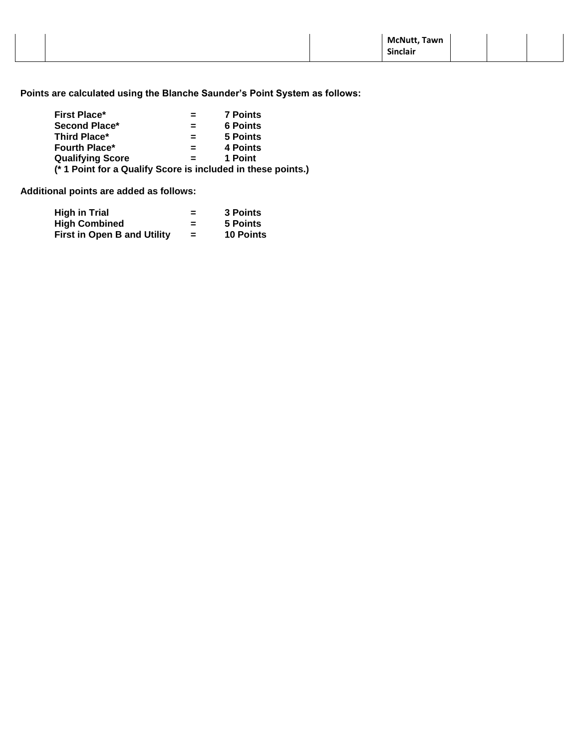| | | | | | | |
|---|---|---|---|---|---|---|
| | | | McNutt, Tawn Sinclair | | | |

**Points are calculated using the Blanche Saunder's Point System as follows:**

| | | |
|---|---|---|
| **First Place*** | **=** | **7 Points** |
| **Second Place*** | **=** | **6 Points** |
| **Third Place*** | **=** | **5 Points** |
| **Fourth Place*** | **=** | **4 Points** |
| **Qualifying Score** | **=** | **1 Point** |

**(* 1 Point for a Qualify Score is included in these points.)**

**Additional points are added as follows:**

| | | |
|---|---|---|
| **High in Trial** | **=** | **3 Points** |
| **High Combined** | **=** | **5 Points** |
| **First in Open B and Utility** | **=** | **10 Points** |